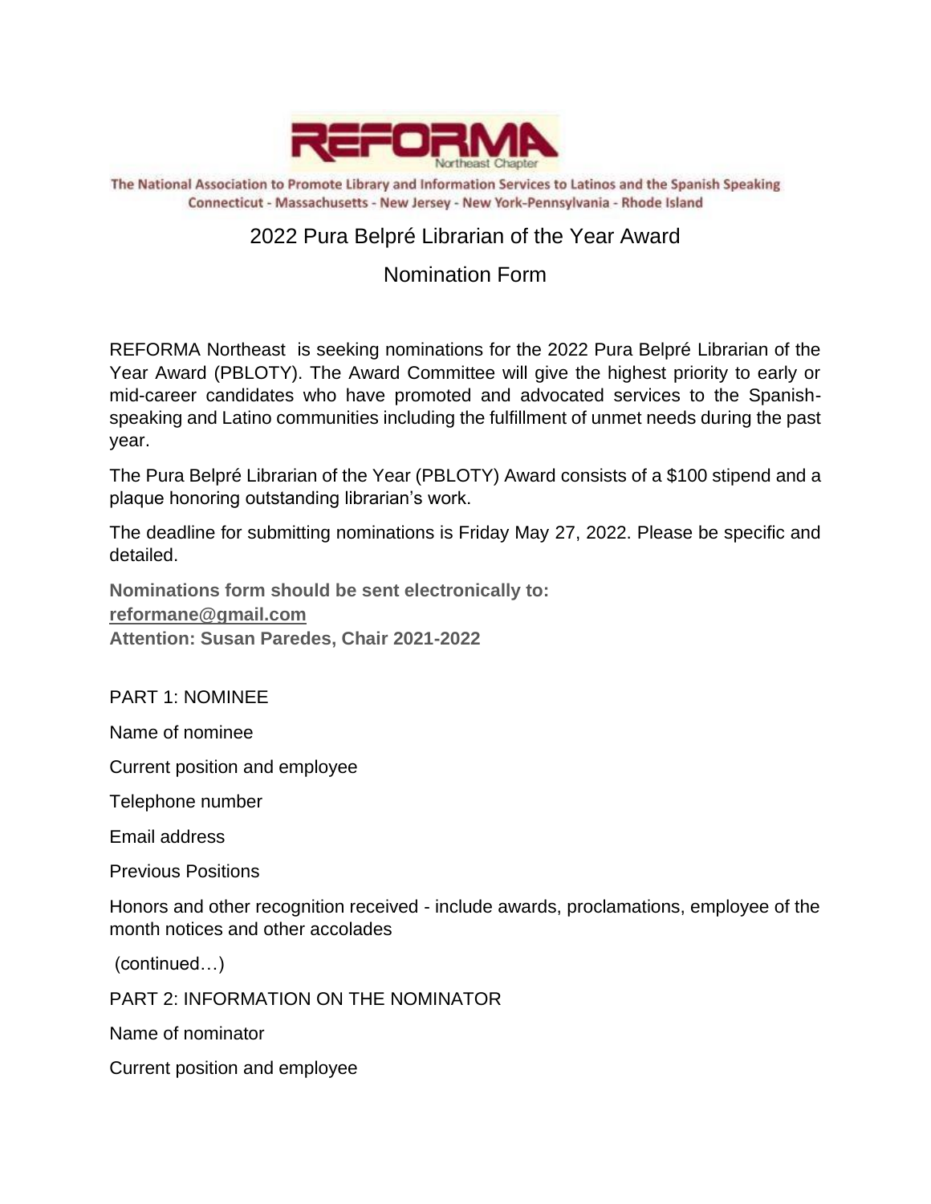REFORMA Northeast Chapter

The National Association to Promote Library and Information Services to Latinos and the Spanish Speaking
Connecticut - Massachusetts - New Jersey - New York-Pennsylvania - Rhode Island

# 2022 Pura Belpré Librarian of the Year Award

## Nomination Form

REFORMA Northeast is seeking nominations for the 2022 Pura Belpré Librarian of the Year Award (PBLOTY). The Award Committee will give the highest priority to early or mid-career candidates who have promoted and advocated services to the Spanish-speaking and Latino communities including the fulfillment of unmet needs during the past year.

The Pura Belpré Librarian of the Year (PBLOTY) Award consists of a $100 stipend and a plaque honoring outstanding librarian's work.

The deadline for submitting nominations is Friday May 27, 2022. Please be specific and detailed.

**Nominations form should be sent electronically to:**
**reformane@gmail.com**
**Attention: Susan Paredes, Chair 2021-2022**

PART 1: NOMINEE

Name of nominee

Current position and employee

Telephone number

Email address

Previous Positions

Honors and other recognition received - include awards, proclamations, employee of the month notices and other accolades

(continued…)

PART 2: INFORMATION ON THE NOMINATOR

Name of nominator

Current position and employee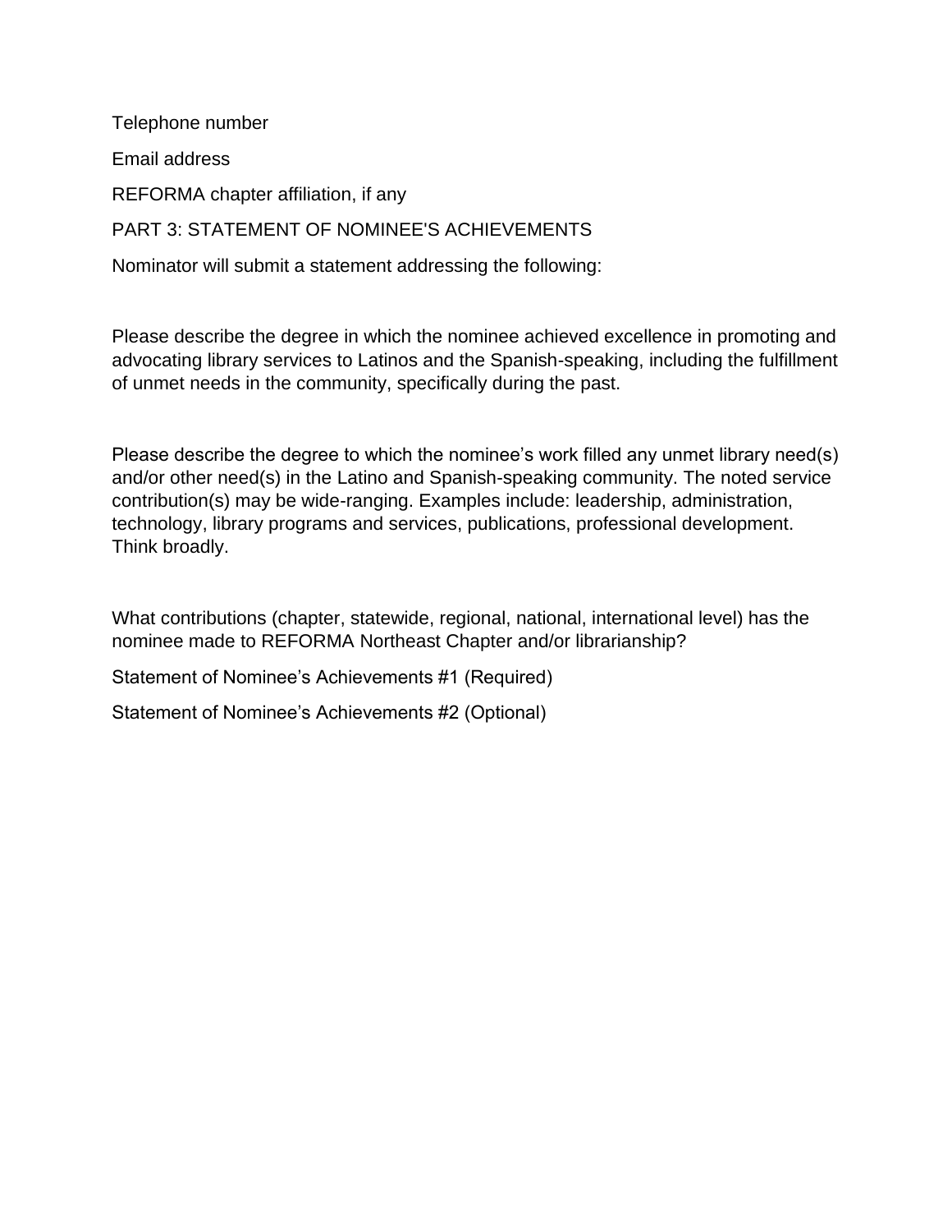Telephone number

Email address

REFORMA chapter affiliation, if any

PART 3: STATEMENT OF NOMINEE'S ACHIEVEMENTS

Nominator will submit a statement addressing the following:

Please describe the degree in which the nominee achieved excellence in promoting and advocating library services to Latinos and the Spanish-speaking, including the fulfillment of unmet needs in the community, specifically during the past.

Please describe the degree to which the nominee's work filled any unmet library need(s) and/or other need(s) in the Latino and Spanish-speaking community. The noted service contribution(s) may be wide-ranging. Examples include: leadership, administration, technology, library programs and services, publications, professional development. Think broadly.

What contributions (chapter, statewide, regional, national, international level) has the nominee made to REFORMA Northeast Chapter and/or librarianship?

Statement of Nominee's Achievements #1 (Required)

Statement of Nominee's Achievements #2 (Optional)